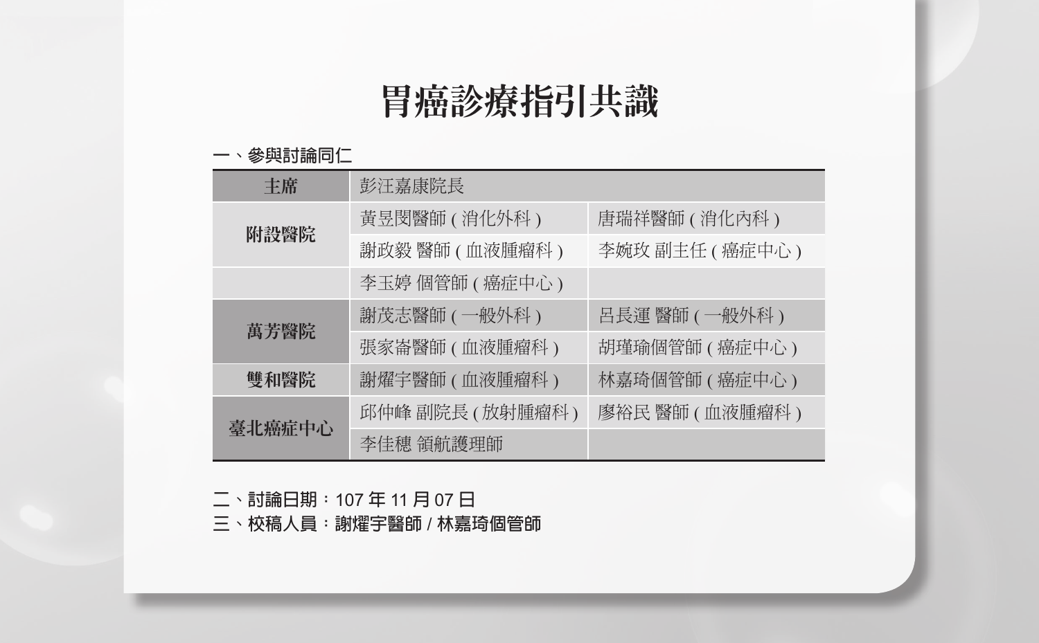# 胃癌診療指引共識

## 一、參與討論同仁

| 主席 | 彭汪嘉康院長 | |
|---|---|---|
| 附設醫院 | 黃昱閔醫師 ( 消化外科 ) | 唐瑞祥醫師 ( 消化內科 ) |
| | 謝政毅 醫師 ( 血液腫瘤科 ) | 李婉玫 副主任 ( 癌症中心 ) |
| | 李玉婷 個管師 ( 癌症中心 ) | |
| 萬芳醫院 | 謝茂志醫師 ( 一般外科 ) | 呂長運 醫師 ( 一般外科 ) |
| | 張家崙醫師 ( 血液腫瘤科 ) | 胡瑾瑜個管師 ( 癌症中心 ) |
| 雙和醫院 | 謝燿宇醫師 ( 血液腫瘤科 ) | 林嘉琦個管師 ( 癌症中心 ) |
| 臺北癌症中心 | 邱仲峰 副院長 ( 放射腫瘤科 ) | 廖裕民 醫師 ( 血液腫瘤科 ) |
| | 李佳穗 領航護理師 | |

二、討論日期：107 年 11 月 07 日

三、校稿人員：謝燿宇醫師 / 林嘉琦個管師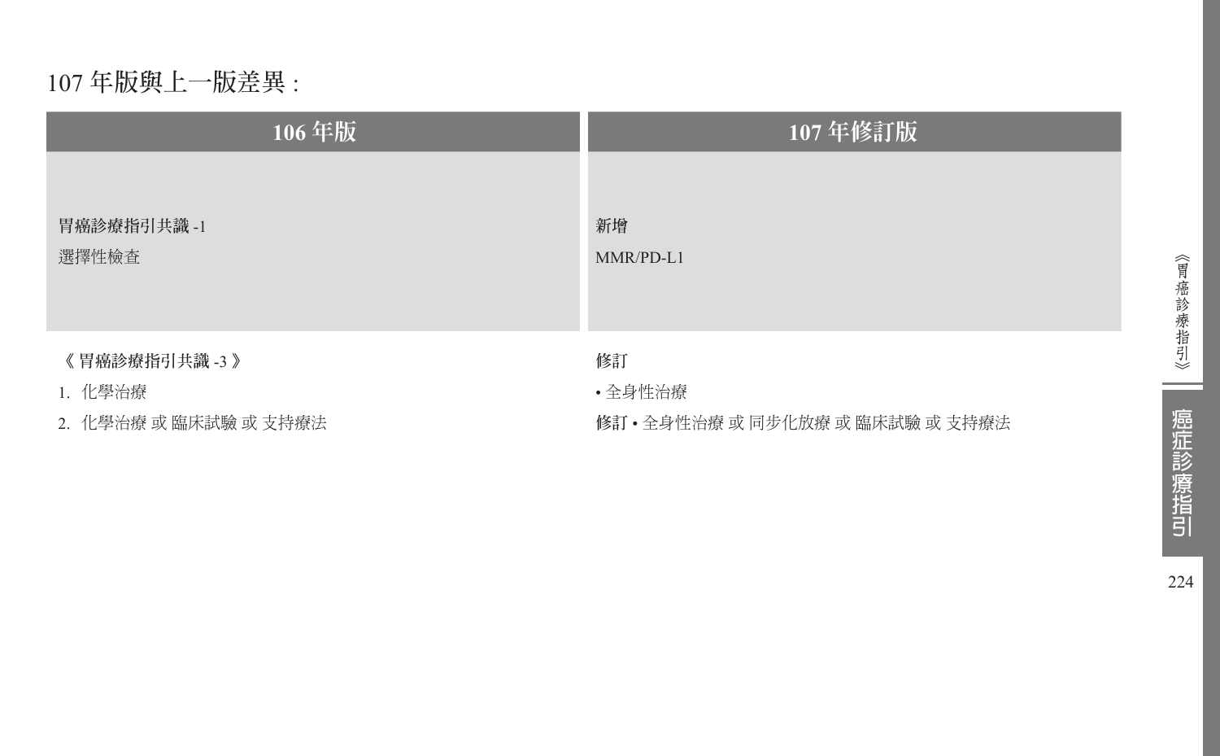# 107 年版與上一版差異 :

| 106 年版 | 107 年修訂版 |
| --- | --- |
| 胃癌診療指引共識 -1<br>選擇性檢查 | 新增<br>MMR/PD-L1 |
| 《 胃癌診療指引共識 -3 》<br>1. 化學治療<br>2. 化學治療 或 臨床試驗 或 支持療法 | 修訂<br>• 全身性治療<br>**修訂** • 全身性治療 或 同步化放療 或 臨床試驗 或 支持療法 |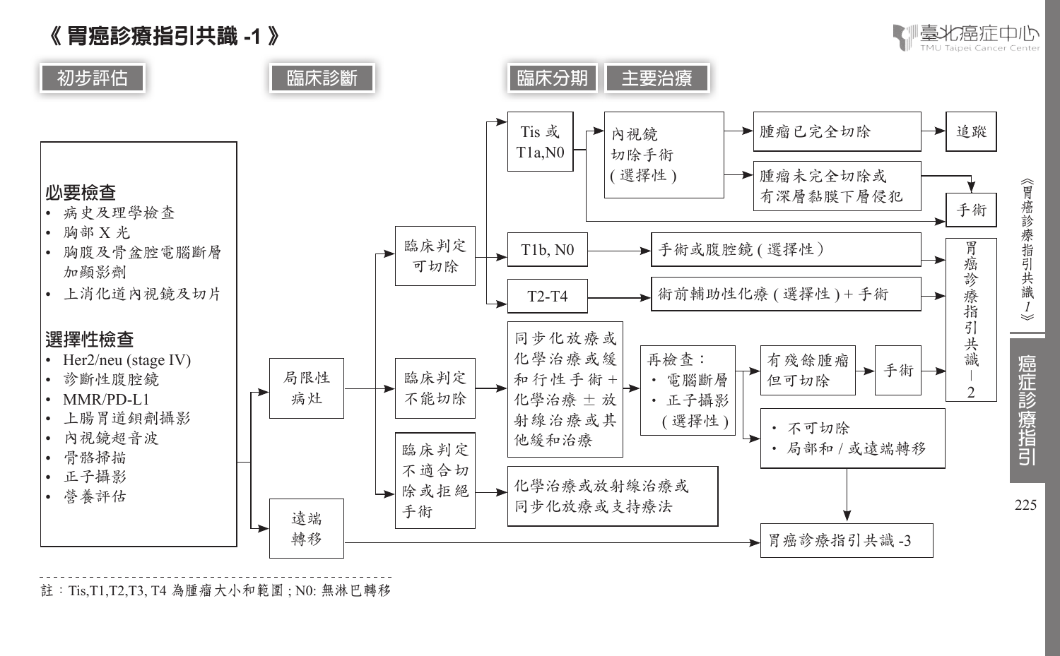# 《 胃癌診療指引共識 -1 》

**初步評估** → **臨床診斷** → **臨床分期** → **主要治療**

## 初步評估

### 必要檢查
- 病史及理學檢查
- 胸部 X 光
- 胸腹及骨盆腔電腦斷層加顯影劑
- 上消化道內視鏡及切片

### 選擇性檢查
- Her2/neu (stage IV)
- 診斷性腹腔鏡
- MMR/PD-L1
- 上腸胃道鋇劑攝影
- 內視鏡超音波
- 骨骼掃描
- 正子攝影
- 營養評估

## 臨床診斷

- 局限性病灶
  - 臨床判定可切除
    - Tis 或 T1a,N0 → 內視鏡切除手術 ( 選擇性 )
      - 腫瘤已完全切除 → 追蹤
      - 腫瘤未完全切除或有深層黏膜下層侵犯 → 手術
    - Tis 或 T1a,N0 → 手術
    - T1b, N0 → 手術或腹腔鏡 ( 選擇性 ) → 胃癌診療指引共識 -2
    - T2-T4 → 術前輔助性化療 ( 選擇性 ) + 手術 → 胃癌診療指引共識 -2
  - 臨床判定不能切除 → 同步化放療或化學治療或緩和行性手術 + 化學治療 ± 放射線治療或其他緩和治療 → 再檢查：
    - 電腦斷層
    - 正子攝影 ( 選擇性 )
    - → 有殘餘腫瘤但可切除 → 手術 → 胃癌診療指引共識 -2
    - → 不可切除 / 局部和 / 或遠端轉移 → 胃癌診療指引共識 -3
  - 臨床判定不適合切除或拒絕手術 → 化學治療或放射線治療或同步化放療或支持療法
- 遠端轉移 → 胃癌診療指引共識 -3

註：Tis,T1,T2,T3, T4 為腫瘤大小和範圍 ; N0: 無淋巴轉移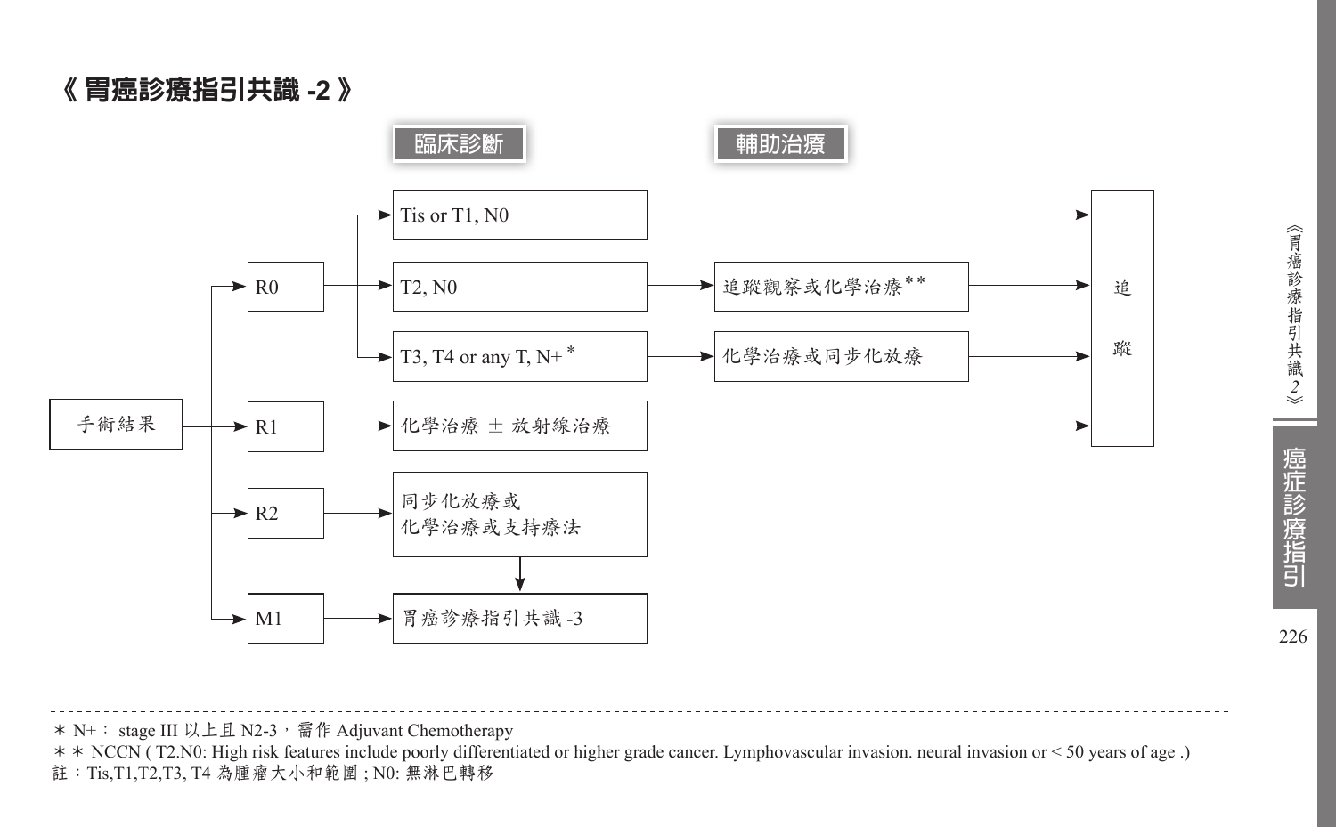# 《胃癌診療指引共識 -2》

**臨床診斷** → **輔助治療**

- 手術結果
  - R0
    - Tis or T1, N0 → 追蹤
    - T2, N0 → 追蹤觀察或化學治療** → 追蹤
    - T3, T4 or any T, N+* → 化學治療或同步化放療 → 追蹤
  - R1
    - 化學治療 ± 放射線治療 → 追蹤
  - R2
    - 同步化放療或化學治療或支持療法 → 胃癌診療指引共識 -3
  - M1
    - 胃癌診療指引共識 -3

---

＊ N+： stage III 以上且 N2-3，需作 Adjuvant Chemotherapy

＊＊ NCCN ( T2.N0: High risk features include poorly differentiated or higher grade cancer. Lymphovascular invasion. neural invasion or < 50 years of age .)

註：Tis,T1,T2,T3, T4 為腫瘤大小和範圍 ; N0: 無淋巴轉移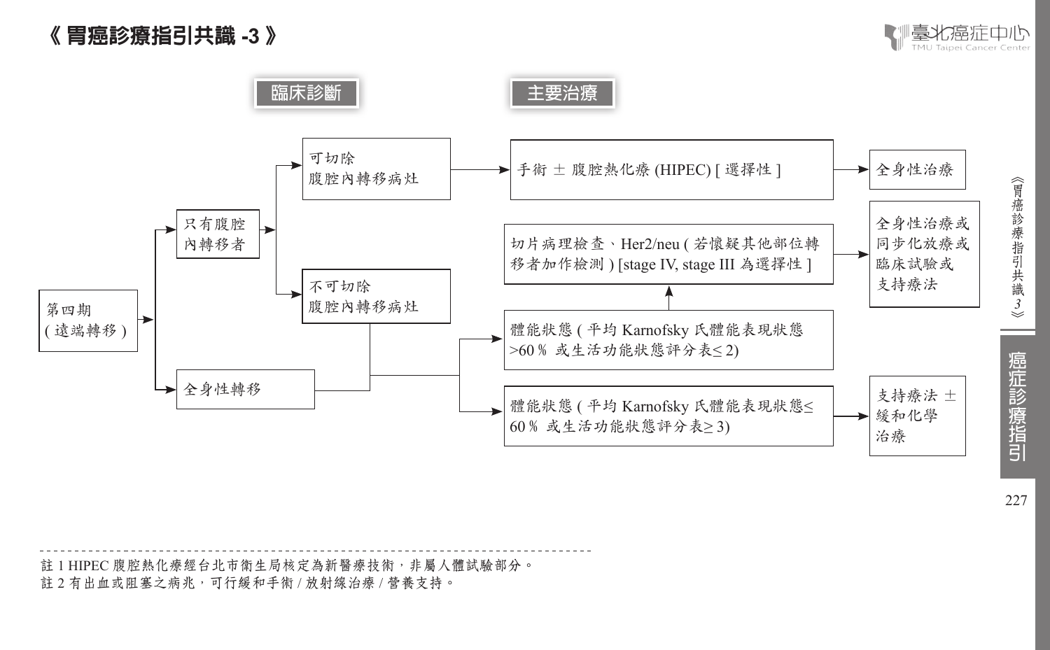# 《 胃癌診療指引共識 -3 》

臨床診斷 | 主要治療

- 第四期 ( 遠端轉移 )
  - 只有腹腔內轉移者
    - 可切除腹腔內轉移病灶 → 手術 ± 腹腔熱化療 (HIPEC) [ 選擇性 ] → 全身性治療
    - 不可切除腹腔內轉移病灶 → (同下)
  - 全身性轉移
    - 不可切除腹腔內轉移病灶及全身性轉移 →
      - 體能狀態 ( 平均 Karnofsky 氏體能表現狀態 >60 % 或生活功能狀態評分表≤ 2) → 切片病理檢查、Her2/neu ( 若懷疑其他部位轉移者加作檢測 ) [stage IV, stage III 為選擇性 ] → 全身性治療或同步化放療或臨床試驗或支持療法
      - 體能狀態 ( 平均 Karnofsky 氏體能表現狀態≤ 60 % 或生活功能狀態評分表≥ 3) → 支持療法 ± 緩和化學治療

註 1 HIPEC 腹腔熱化療經台北市衛生局核定為新醫療技術，非屬人體試驗部分。
註 2 有出血或阻塞之病兆，可行緩和手術 / 放射線治療 / 營養支持。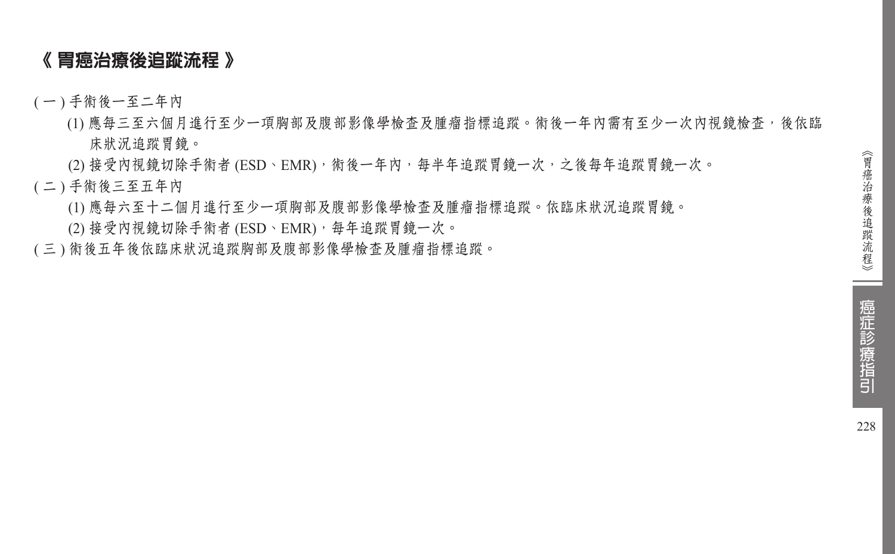## 《 胃癌治療後追蹤流程 》

( 一 ) 手術後一至二年內

(1) 應每三至六個月進行至少一項胸部及腹部影像學檢查及腫瘤指標追蹤。術後一年內需有至少一次內視鏡檢查，後依臨床狀況追蹤胃鏡。

(2) 接受內視鏡切除手術者 (ESD、EMR)，術後一年內，每半年追蹤胃鏡一次，之後每年追蹤胃鏡一次。

( 二 ) 手術後三至五年內

(1) 應每六至十二個月進行至少一項胸部及腹部影像學檢查及腫瘤指標追蹤。依臨床狀況追蹤胃鏡。

(2) 接受內視鏡切除手術者 (ESD、EMR)，每年追蹤胃鏡一次。

( 三 ) 術後五年後依臨床狀況追蹤胸部及腹部影像學檢查及腫瘤指標追蹤。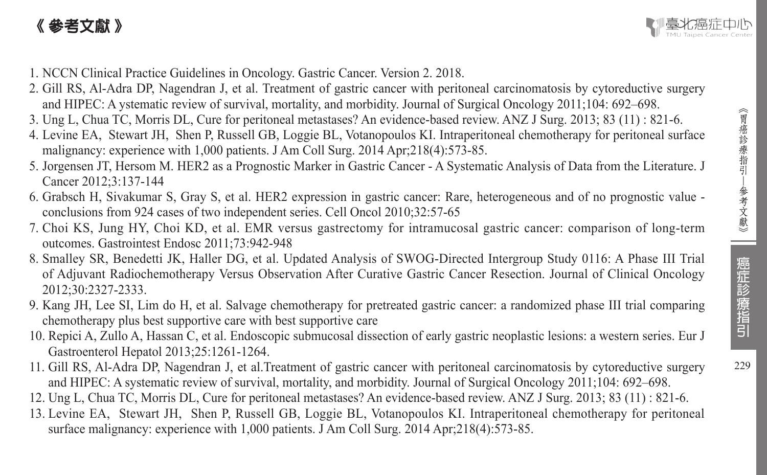# 《 參考文獻 》

1. NCCN Clinical Practice Guidelines in Oncology. Gastric Cancer. Version 2. 2018.
2. Gill RS, Al-Adra DP, Nagendran J, et al. Treatment of gastric cancer with peritoneal carcinomatosis by cytoreductive surgery and HIPEC: A ystematic review of survival, mortality, and morbidity. Journal of Surgical Oncology 2011;104: 692–698.
3. Ung L, Chua TC, Morris DL, Cure for peritoneal metastases? An evidence-based review. ANZ J Surg. 2013; 83 (11) : 821-6.
4. Levine EA, Stewart JH, Shen P, Russell GB, Loggie BL, Votanopoulos KI. Intraperitoneal chemotherapy for peritoneal surface malignancy: experience with 1,000 patients. J Am Coll Surg. 2014 Apr;218(4):573-85.
5. Jorgensen JT, Hersom M. HER2 as a Prognostic Marker in Gastric Cancer - A Systematic Analysis of Data from the Literature. J Cancer 2012;3:137-144
6. Grabsch H, Sivakumar S, Gray S, et al. HER2 expression in gastric cancer: Rare, heterogeneous and of no prognostic value - conclusions from 924 cases of two independent series. Cell Oncol 2010;32:57-65
7. Choi KS, Jung HY, Choi KD, et al. EMR versus gastrectomy for intramucosal gastric cancer: comparison of long-term outcomes. Gastrointest Endosc 2011;73:942-948
8. Smalley SR, Benedetti JK, Haller DG, et al. Updated Analysis of SWOG-Directed Intergroup Study 0116: A Phase III Trial of Adjuvant Radiochemotherapy Versus Observation After Curative Gastric Cancer Resection. Journal of Clinical Oncology 2012;30:2327-2333.
9. Kang JH, Lee SI, Lim do H, et al. Salvage chemotherapy for pretreated gastric cancer: a randomized phase III trial comparing chemotherapy plus best supportive care with best supportive care
10. Repici A, Zullo A, Hassan C, et al. Endoscopic submucosal dissection of early gastric neoplastic lesions: a western series. Eur J Gastroenterol Hepatol 2013;25:1261-1264.
11. Gill RS, Al-Adra DP, Nagendran J, et al.Treatment of gastric cancer with peritoneal carcinomatosis by cytoreductive surgery and HIPEC: A systematic review of survival, mortality, and morbidity. Journal of Surgical Oncology 2011;104: 692–698.
12. Ung L, Chua TC, Morris DL, Cure for peritoneal metastases? An evidence-based review. ANZ J Surg. 2013; 83 (11) : 821-6.
13. Levine EA, Stewart JH, Shen P, Russell GB, Loggie BL, Votanopoulos KI. Intraperitoneal chemotherapy for peritoneal surface malignancy: experience with 1,000 patients. J Am Coll Surg. 2014 Apr;218(4):573-85.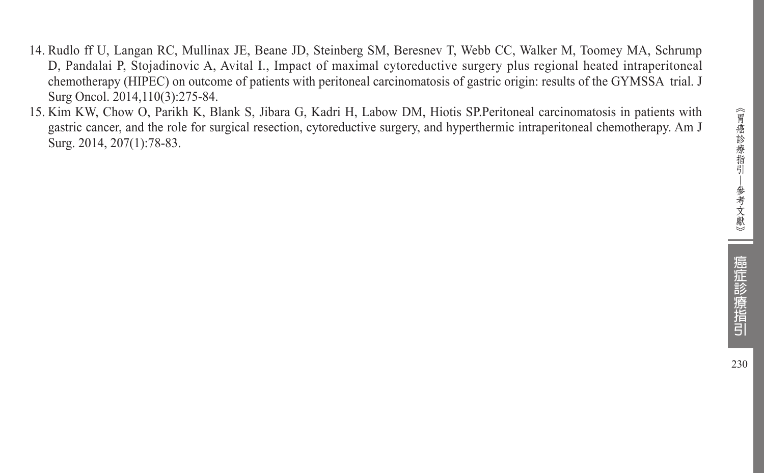14. Rudlo ff U, Langan RC, Mullinax JE, Beane JD, Steinberg SM, Beresnev T, Webb CC, Walker M, Toomey MA, Schrump D, Pandalai P, Stojadinovic A, Avital I., Impact of maximal cytoreductive surgery plus regional heated intraperitoneal chemotherapy (HIPEC) on outcome of patients with peritoneal carcinomatosis of gastric origin: results of the GYMSSA trial. J Surg Oncol. 2014,110(3):275-84.
15. Kim KW, Chow O, Parikh K, Blank S, Jibara G, Kadri H, Labow DM, Hiotis SP.Peritoneal carcinomatosis in patients with gastric cancer, and the role for surgical resection, cytoreductive surgery, and hyperthermic intraperitoneal chemotherapy. Am J Surg. 2014, 207(1):78-83.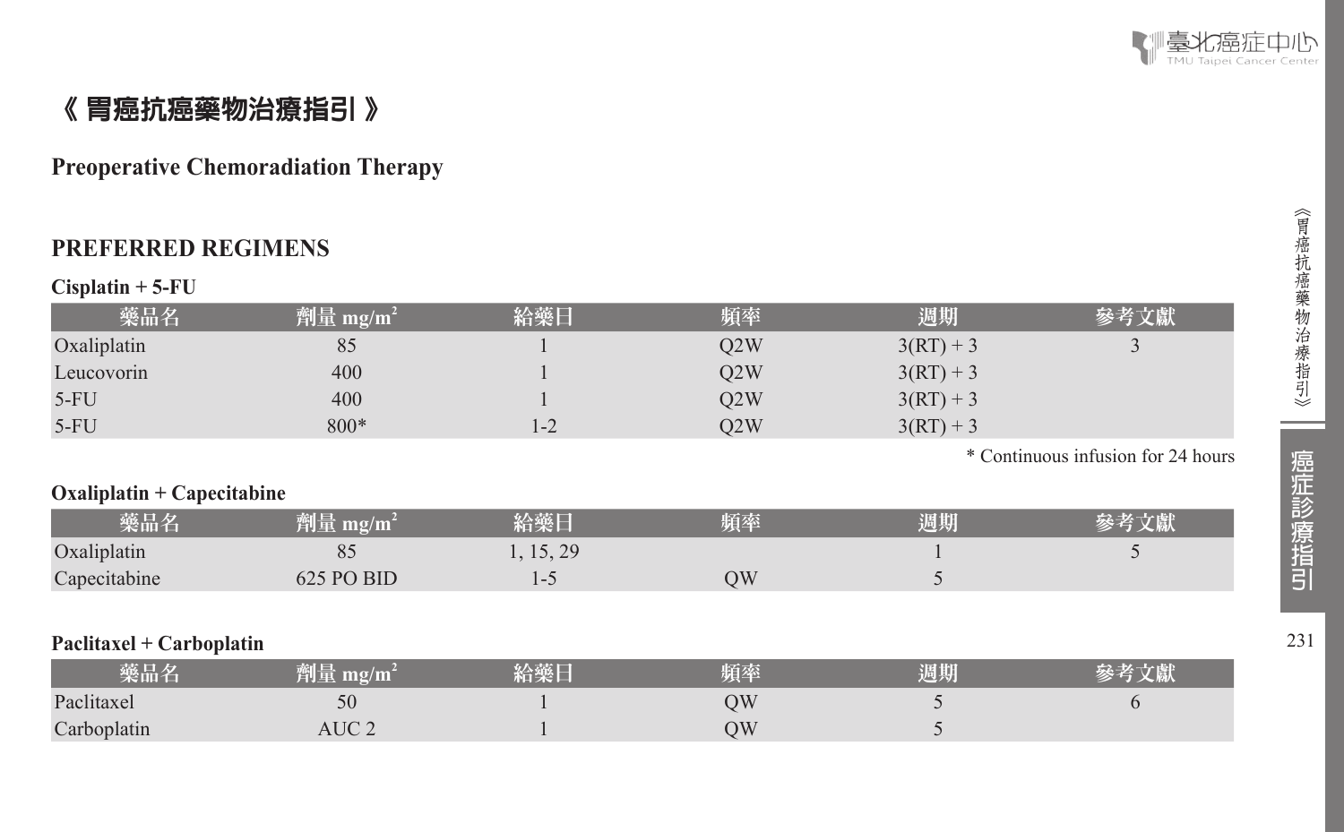# 《 胃癌抗癌藥物治療指引 》

## Preoperative Chemoradiation Therapy

## PREFERRED REGIMENS

**Cisplatin + 5-FU**

| 藥品名 | 劑量 mg/m$^2$ | 給藥日 | 頻率 | 週期 | 參考文獻 |
|---|---|---|---|---|---|
| Oxaliplatin | 85 | 1 | Q2W | 3(RT) + 3 | 3 |
| Leucovorin | 400 | 1 | Q2W | 3(RT) + 3 | |
| 5-FU | 400 | 1 | Q2W | 3(RT) + 3 | |
| 5-FU | 800* | 1-2 | Q2W | 3(RT) + 3 | |

\* Continuous infusion for 24 hours

**Oxaliplatin + Capecitabine**

| 藥品名 | 劑量 mg/m$^2$ | 給藥日 | 頻率 | 週期 | 參考文獻 |
|---|---|---|---|---|---|
| Oxaliplatin | 85 | 1, 15, 29 | | 1 | 5 |
| Capecitabine | 625 PO BID | 1-5 | QW | 5 | |

**Paclitaxel + Carboplatin**

| 藥品名 | 劑量 mg/m$^2$ | 給藥日 | 頻率 | 週期 | 參考文獻 |
|---|---|---|---|---|---|
| Paclitaxel | 50 | 1 | QW | 5 | 6 |
| Carboplatin | AUC 2 | 1 | QW | 5 | |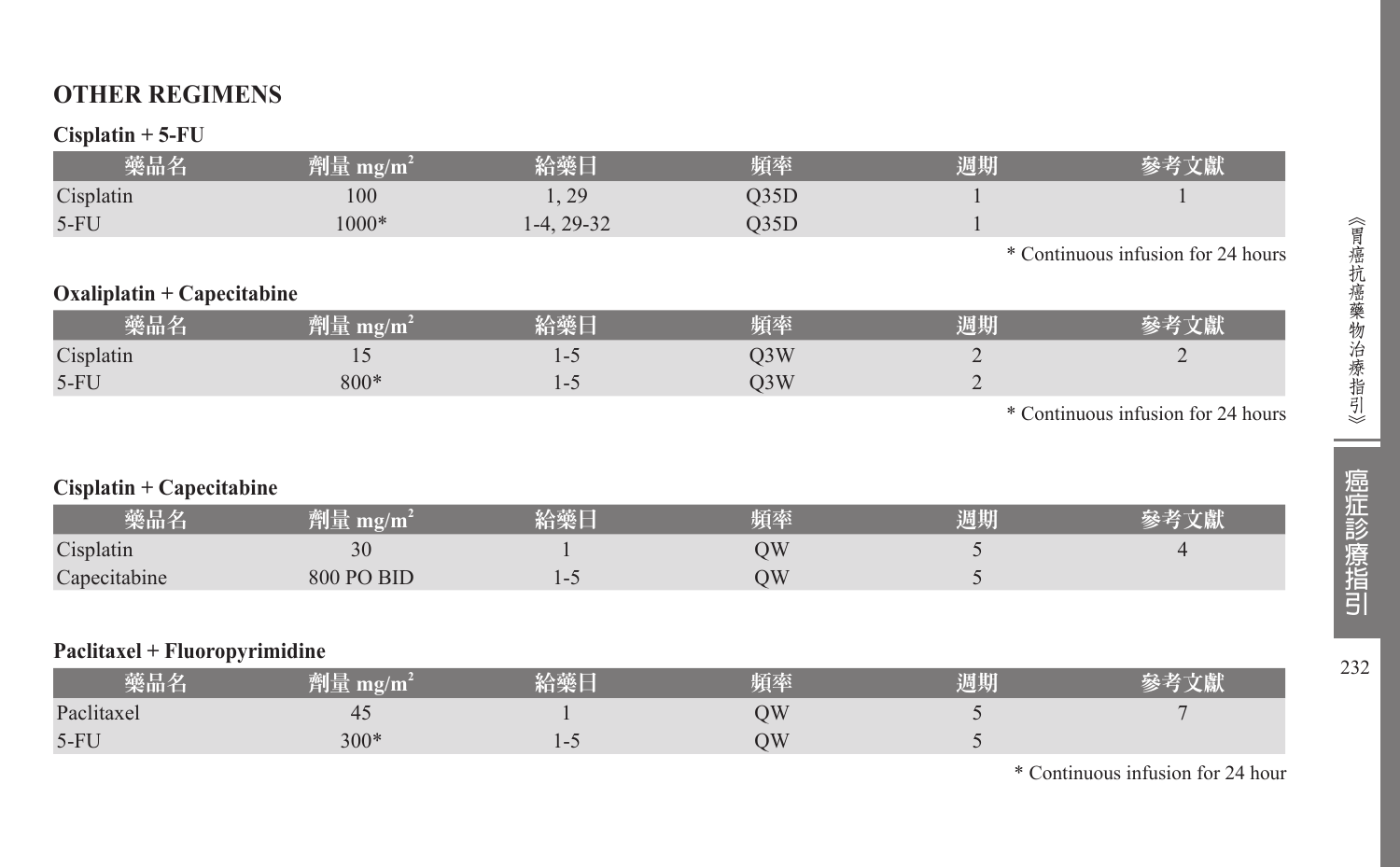## OTHER REGIMENS

### Cisplatin + 5-FU

| 藥品名 | 劑量 mg/m$^2$ | 給藥日 | 頻率 | 週期 | 參考文獻 |
|---|---|---|---|---|---|
| Cisplatin | 100 | 1, 29 | Q35D | 1 | 1 |
| 5-FU | 1000* | 1-4, 29-32 | Q35D | 1 | |

\* Continuous infusion for 24 hours

### Oxaliplatin + Capecitabine

| 藥品名 | 劑量 mg/m$^2$ | 給藥日 | 頻率 | 週期 | 參考文獻 |
|---|---|---|---|---|---|
| Cisplatin | 15 | 1-5 | Q3W | 2 | 2 |
| 5-FU | 800* | 1-5 | Q3W | 2 | |

\* Continuous infusion for 24 hours

### Cisplatin + Capecitabine

| 藥品名 | 劑量 mg/m$^2$ | 給藥日 | 頻率 | 週期 | 參考文獻 |
|---|---|---|---|---|---|
| Cisplatin | 30 | 1 | QW | 5 | 4 |
| Capecitabine | 800 PO BID | 1-5 | QW | 5 | |

### Paclitaxel + Fluoropyrimidine

| 藥品名 | 劑量 mg/m$^2$ | 給藥日 | 頻率 | 週期 | 參考文獻 |
|---|---|---|---|---|---|
| Paclitaxel | 45 | 1 | QW | 5 | 7 |
| 5-FU | 300* | 1-5 | QW | 5 | |

\* Continuous infusion for 24 hour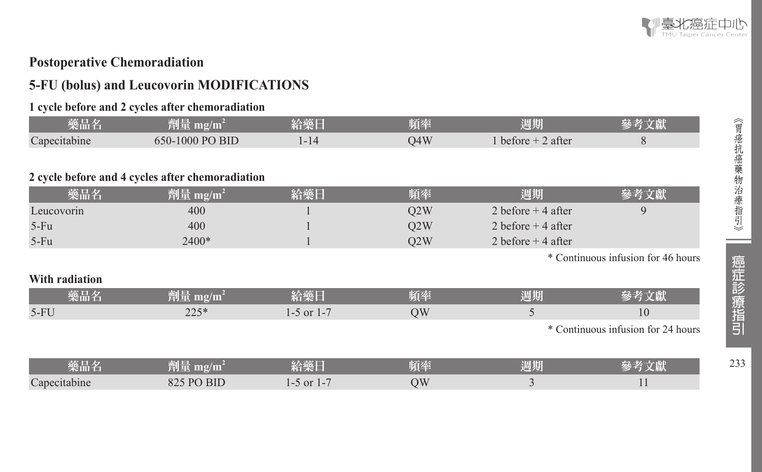## Postoperative Chemoradiation

## 5-FU (bolus) and Leucovorin MODIFICATIONS

### 1 cycle before and 2 cycles after chemoradiation

| 藥品名 | 劑量 mg/m$^2$ | 給藥日 | 頻率 | 週期 | 參考文獻 |
|---|---|---|---|---|---|
| Capecitabine | 650-1000 PO BID | 1-14 | Q4W | 1 before + 2 after | 8 |

### 2 cycle before and 4 cycles after chemoradiation

| 藥品名 | 劑量 mg/m$^2$ | 給藥日 | 頻率 | 週期 | 參考文獻 |
|---|---|---|---|---|---|
| Leucovorin | 400 | 1 | Q2W | 2 before + 4 after | 9 |
| 5-Fu | 400 | 1 | Q2W | 2 before + 4 after | |
| 5-Fu | 2400* | 1 | Q2W | 2 before + 4 after | |

* Continuous infusion for 46 hours

### With radiation

| 藥品名 | 劑量 mg/m$^2$ | 給藥日 | 頻率 | 週期 | 參考文獻 |
|---|---|---|---|---|---|
| 5-FU | 225* | 1-5 or 1-7 | QW | 5 | 10 |

* Continuous infusion for 24 hours

| 藥品名 | 劑量 mg/m$^2$ | 給藥日 | 頻率 | 週期 | 參考文獻 |
|---|---|---|---|---|---|
| Capecitabine | 825 PO BID | 1-5 or 1-7 | QW | 3 | 11 |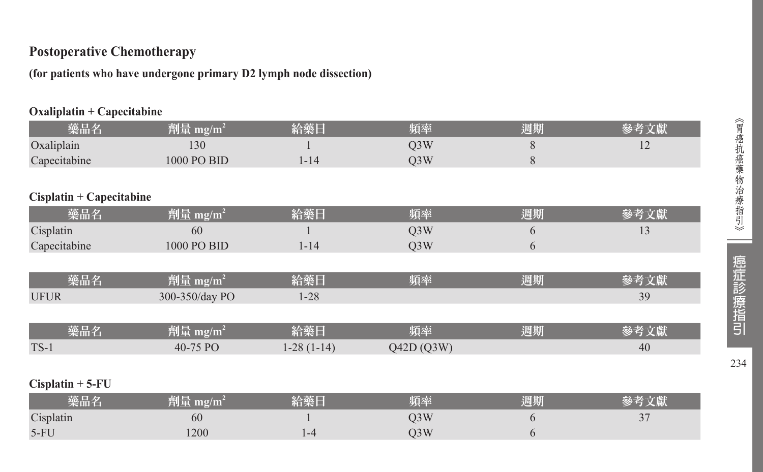## Postoperative Chemotherapy

**(for patients who have undergone primary D2 lymph node dissection)**

**Oxaliplatin + Capecitabine**

| 藥品名 | 劑量 mg/m² | 給藥日 | 頻率 | 週期 | 參考文獻 |
|---|---|---|---|---|---|
| Oxaliplain | 130 | 1 | Q3W | 8 | 12 |
| Capecitabine | 1000 PO BID | 1-14 | Q3W | 8 | |

**Cisplatin + Capecitabine**

| 藥品名 | 劑量 mg/m² | 給藥日 | 頻率 | 週期 | 參考文獻 |
|---|---|---|---|---|---|
| Cisplatin | 60 | 1 | Q3W | 6 | 13 |
| Capecitabine | 1000 PO BID | 1-14 | Q3W | 6 | |

| 藥品名 | 劑量 mg/m² | 給藥日 | 頻率 | 週期 | 參考文獻 |
|---|---|---|---|---|---|
| UFUR | 300-350/day PO | 1-28 | | | 39 |

| 藥品名 | 劑量 mg/m² | 給藥日 | 頻率 | 週期 | 參考文獻 |
|---|---|---|---|---|---|
| TS-1 | 40-75 PO | 1-28 (1-14) | Q42D (Q3W) | | 40 |

**Cisplatin + 5-FU**

| 藥品名 | 劑量 mg/m² | 給藥日 | 頻率 | 週期 | 參考文獻 |
|---|---|---|---|---|---|
| Cisplatin | 60 | 1 | Q3W | 6 | 37 |
| 5-FU | 1200 | 1-4 | Q3W | 6 | |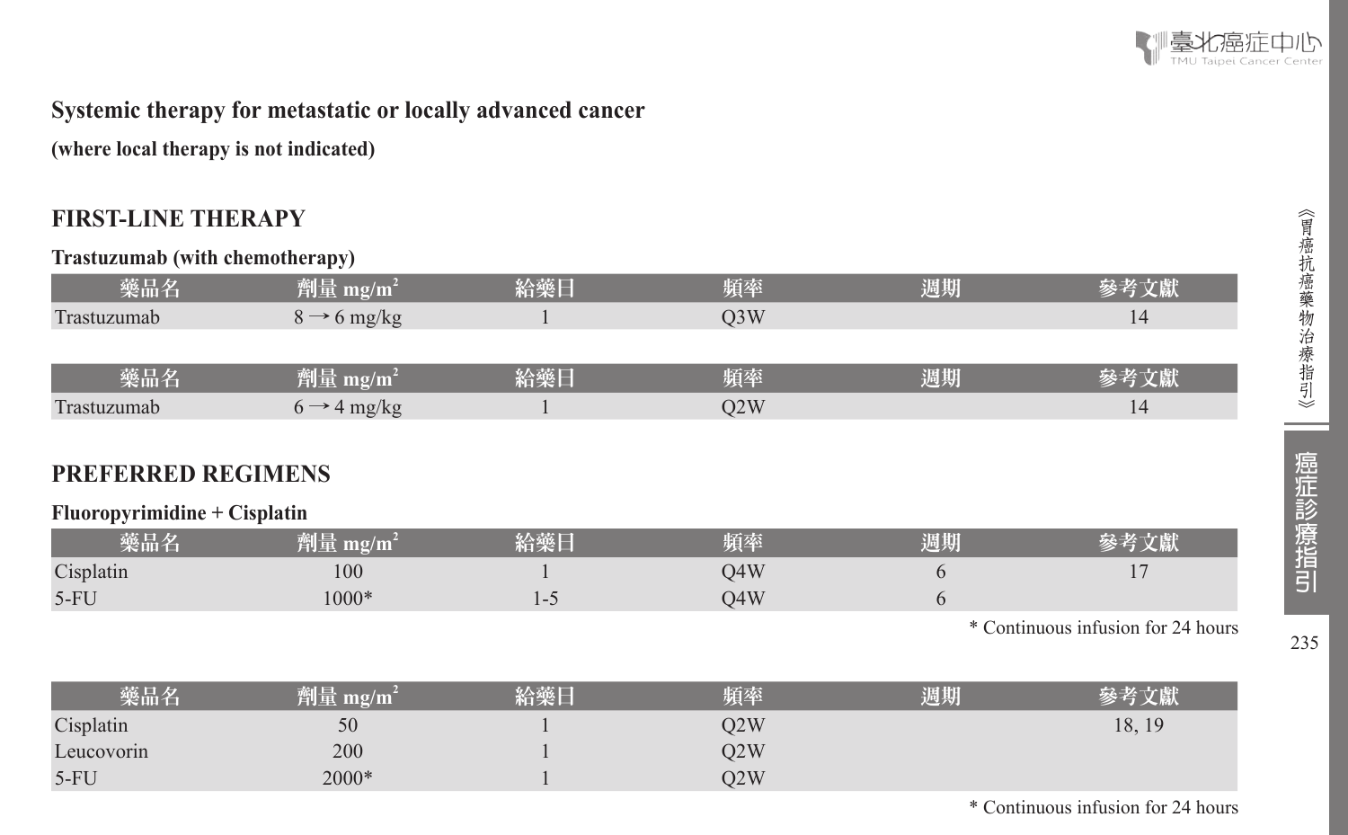## Systemic therapy for metastatic or locally advanced cancer

**(where local therapy is not indicated)**

### FIRST-LINE THERAPY

**Trastuzumab (with chemotherapy)**

| 藥品名 | 劑量 mg/m² | 給藥日 | 頻率 | 週期 | 參考文獻 |
|---|---|---|---|---|---|
| Trastuzumab | 8 → 6 mg/kg | 1 | Q3W | | 14 |

| 藥品名 | 劑量 mg/m² | 給藥日 | 頻率 | 週期 | 參考文獻 |
|---|---|---|---|---|---|
| Trastuzumab | 6 → 4 mg/kg | 1 | Q2W | | 14 |

### PREFERRED REGIMENS

**Fluoropyrimidine + Cisplatin**

| 藥品名 | 劑量 mg/m² | 給藥日 | 頻率 | 週期 | 參考文獻 |
|---|---|---|---|---|---|
| Cisplatin | 100 | 1 | Q4W | 6 | 17 |
| 5-FU | 1000* | 1-5 | Q4W | 6 | |

\* Continuous infusion for 24 hours

| 藥品名 | 劑量 mg/m² | 給藥日 | 頻率 | 週期 | 參考文獻 |
|---|---|---|---|---|---|
| Cisplatin | 50 | 1 | Q2W | | 18, 19 |
| Leucovorin | 200 | 1 | Q2W | | |
| 5-FU | 2000* | 1 | Q2W | | |

\* Continuous infusion for 24 hours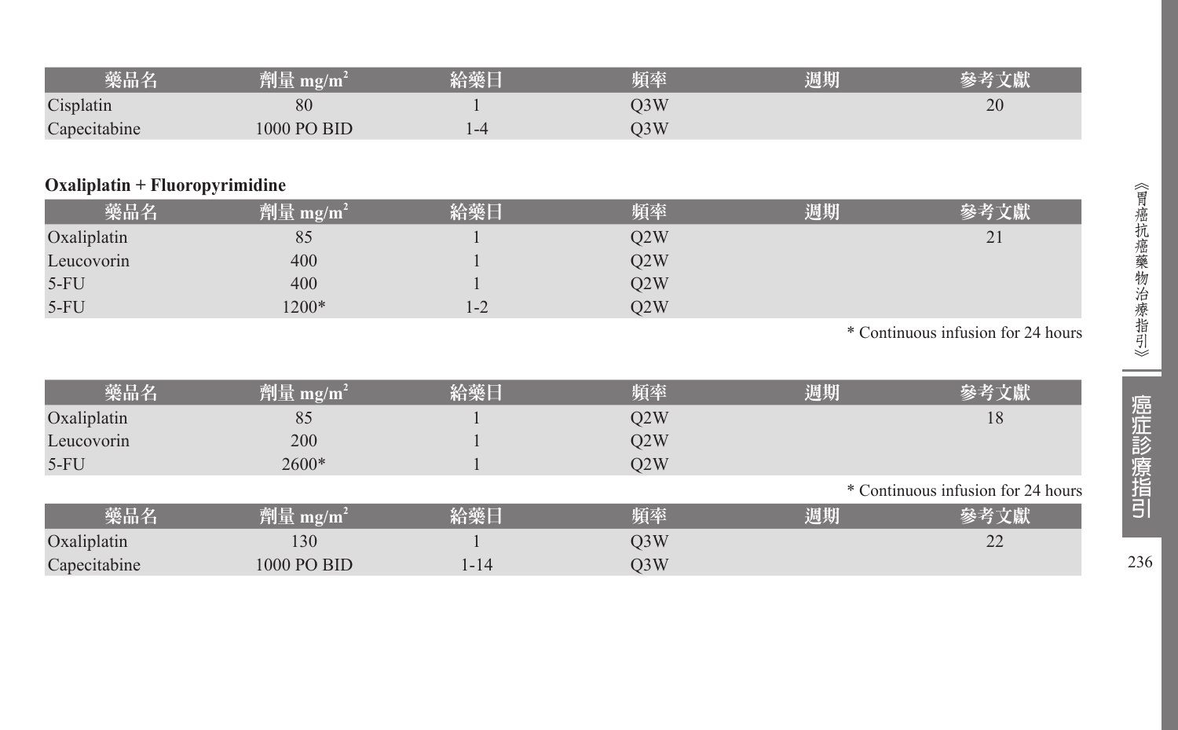| 藥品名 | 劑量 mg/m$^2$ | 給藥日 | 頻率 | 週期 | 參考文獻 |
|---|---|---|---|---|---|
| Cisplatin | 80 | 1 | Q3W | | 20 |
| Capecitabine | 1000 PO BID | 1-4 | Q3W | | |

**Oxaliplatin + Fluoropyrimidine**

| 藥品名 | 劑量 mg/m$^2$ | 給藥日 | 頻率 | 週期 | 參考文獻 |
|---|---|---|---|---|---|
| Oxaliplatin | 85 | 1 | Q2W | | 21 |
| Leucovorin | 400 | 1 | Q2W | | |
| 5-FU | 400 | 1 | Q2W | | |
| 5-FU | 1200* | 1-2 | Q2W | | |

\* Continuous infusion for 24 hours

| 藥品名 | 劑量 mg/m$^2$ | 給藥日 | 頻率 | 週期 | 參考文獻 |
|---|---|---|---|---|---|
| Oxaliplatin | 85 | 1 | Q2W | | 18 |
| Leucovorin | 200 | 1 | Q2W | | |
| 5-FU | 2600* | 1 | Q2W | | |

\* Continuous infusion for 24 hours

| 藥品名 | 劑量 mg/m$^2$ | 給藥日 | 頻率 | 週期 | 參考文獻 |
|---|---|---|---|---|---|
| Oxaliplatin | 130 | 1 | Q3W | | 22 |
| Capecitabine | 1000 PO BID | 1-14 | Q3W | | |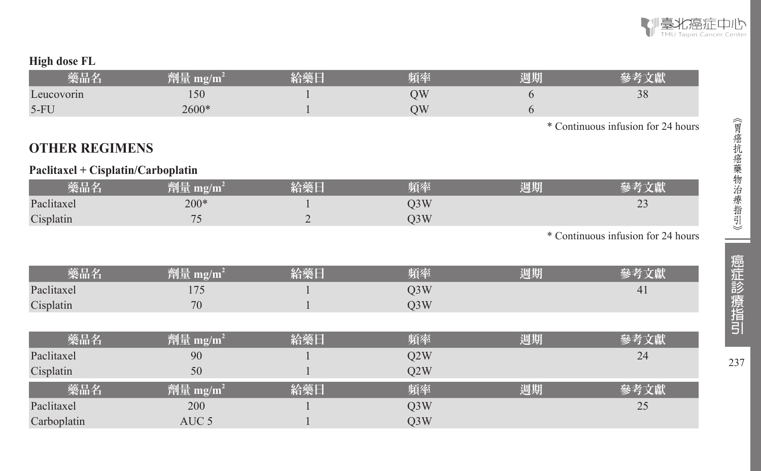### High dose FL

| 藥品名 | 劑量 mg/m$^2$ | 給藥日 | 頻率 | 週期 | 參考文獻 |
|---|---|---|---|---|---|
| Leucovorin | 150 | 1 | QW | 6 | 38 |
| 5-FU | 2600* | 1 | QW | 6 | |

\* Continuous infusion for 24 hours

## OTHER REGIMENS

### Paclitaxel + Cisplatin/Carboplatin

| 藥品名 | 劑量 mg/m$^2$ | 給藥日 | 頻率 | 週期 | 參考文獻 |
|---|---|---|---|---|---|
| Paclitaxel | 200* | 1 | Q3W | | 23 |
| Cisplatin | 75 | 2 | Q3W | | |

\* Continuous infusion for 24 hours

| 藥品名 | 劑量 mg/m$^2$ | 給藥日 | 頻率 | 週期 | 參考文獻 |
|---|---|---|---|---|---|
| Paclitaxel | 175 | 1 | Q3W | | 41 |
| Cisplatin | 70 | 1 | Q3W | | |

| 藥品名 | 劑量 mg/m$^2$ | 給藥日 | 頻率 | 週期 | 參考文獻 |
|---|---|---|---|---|---|
| Paclitaxel | 90 | 1 | Q2W | | 24 |
| Cisplatin | 50 | 1 | Q2W | | |

| 藥品名 | 劑量 mg/m$^2$ | 給藥日 | 頻率 | 週期 | 參考文獻 |
|---|---|---|---|---|---|
| Paclitaxel | 200 | 1 | Q3W | | 25 |
| Carboplatin | AUC 5 | 1 | Q3W | | |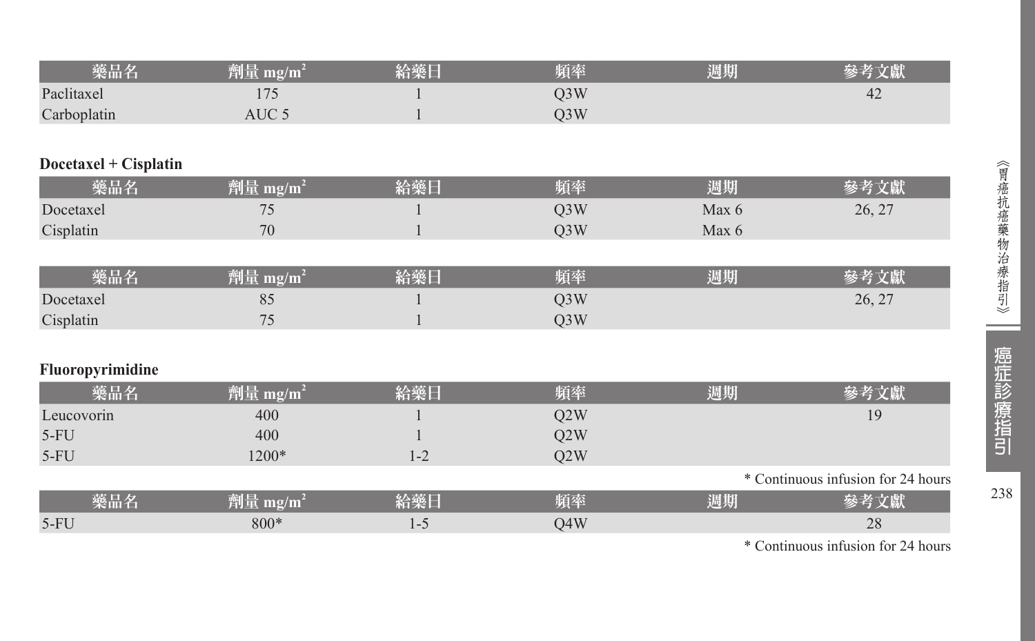| 藥品名 | 劑量 mg/m² | 給藥日 | 頻率 | 週期 | 參考文獻 |
|---|---|---|---|---|---|
| Paclitaxel | 175 | 1 | Q3W | | 42 |
| Carboplatin | AUC 5 | 1 | Q3W | | |

**Docetaxel + Cisplatin**

| 藥品名 | 劑量 mg/m² | 給藥日 | 頻率 | 週期 | 參考文獻 |
|---|---|---|---|---|---|
| Docetaxel | 75 | 1 | Q3W | Max 6 | 26, 27 |
| Cisplatin | 70 | 1 | Q3W | Max 6 | |

| 藥品名 | 劑量 mg/m² | 給藥日 | 頻率 | 週期 | 參考文獻 |
|---|---|---|---|---|---|
| Docetaxel | 85 | 1 | Q3W | | 26, 27 |
| Cisplatin | 75 | 1 | Q3W | | |

**Fluoropyrimidine**

| 藥品名 | 劑量 mg/m² | 給藥日 | 頻率 | 週期 | 參考文獻 |
|---|---|---|---|---|---|
| Leucovorin | 400 | 1 | Q2W | | 19 |
| 5-FU | 400 | 1 | Q2W | | |
| 5-FU | 1200* | 1-2 | Q2W | | |

* Continuous infusion for 24 hours

| 藥品名 | 劑量 mg/m² | 給藥日 | 頻率 | 週期 | 參考文獻 |
|---|---|---|---|---|---|
| 5-FU | 800* | 1-5 | Q4W | | 28 |

* Continuous infusion for 24 hours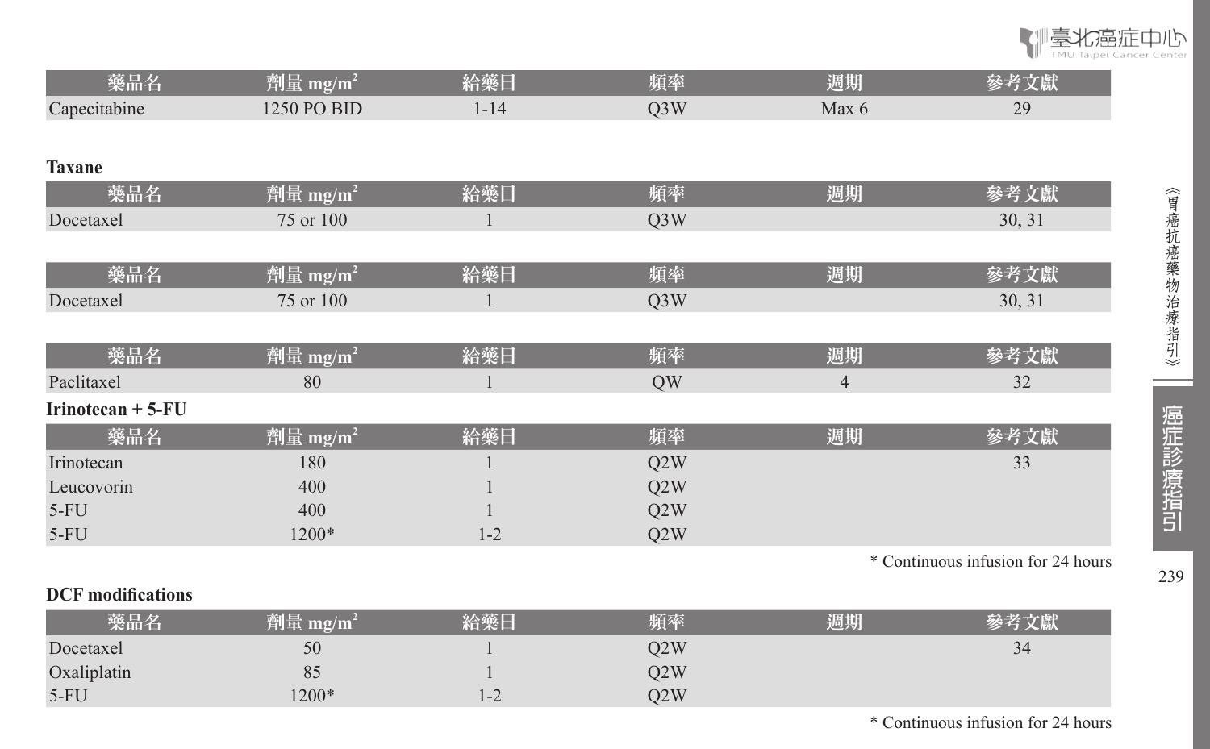| 藥品名 | 劑量 mg/m$^2$ | 給藥日 | 頻率 | 週期 | 參考文獻 |
|---|---|---|---|---|---|
| Capecitabine | 1250 PO BID | 1-14 | Q3W | Max 6 | 29 |

**Taxane**

| 藥品名 | 劑量 mg/m$^2$ | 給藥日 | 頻率 | 週期 | 參考文獻 |
|---|---|---|---|---|---|
| Docetaxel | 75 or 100 | 1 | Q3W | | 30, 31 |

| 藥品名 | 劑量 mg/m$^2$ | 給藥日 | 頻率 | 週期 | 參考文獻 |
|---|---|---|---|---|---|
| Docetaxel | 75 or 100 | 1 | Q3W | | 30, 31 |

| 藥品名 | 劑量 mg/m$^2$ | 給藥日 | 頻率 | 週期 | 參考文獻 |
|---|---|---|---|---|---|
| Paclitaxel | 80 | 1 | QW | 4 | 32 |

**Irinotecan + 5-FU**

| 藥品名 | 劑量 mg/m$^2$ | 給藥日 | 頻率 | 週期 | 參考文獻 |
|---|---|---|---|---|---|
| Irinotecan | 180 | 1 | Q2W | | 33 |
| Leucovorin | 400 | 1 | Q2W | | |
| 5-FU | 400 | 1 | Q2W | | |
| 5-FU | 1200* | 1-2 | Q2W | | |

* Continuous infusion for 24 hours

**DCF modifications**

| 藥品名 | 劑量 mg/m$^2$ | 給藥日 | 頻率 | 週期 | 參考文獻 |
|---|---|---|---|---|---|
| Docetaxel | 50 | 1 | Q2W | | 34 |
| Oxaliplatin | 85 | 1 | Q2W | | |
| 5-FU | 1200* | 1-2 | Q2W | | |

* Continuous infusion for 24 hours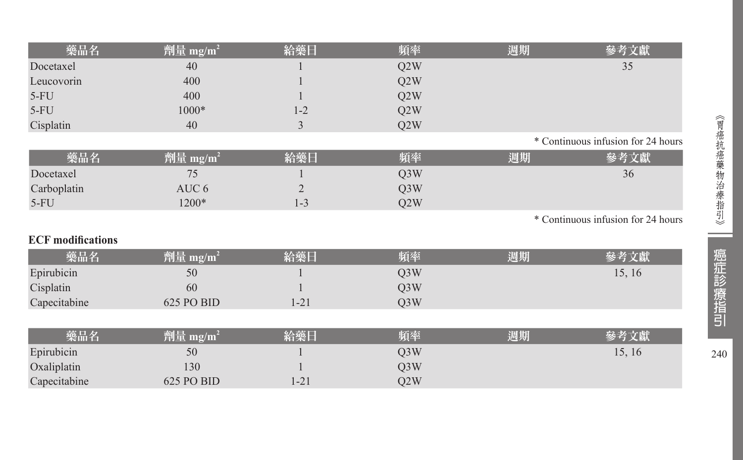| 藥品名 | 劑量 mg/m$^2$ | 給藥日 | 頻率 | 週期 | 參考文獻 |
|---|---|---|---|---|---|
| Docetaxel | 40 | 1 | Q2W | | 35 |
| Leucovorin | 400 | 1 | Q2W | | |
| 5-FU | 400 | 1 | Q2W | | |
| 5-FU | 1000* | 1-2 | Q2W | | |
| Cisplatin | 40 | 3 | Q2W | | |

* Continuous infusion for 24 hours

| 藥品名 | 劑量 mg/m$^2$ | 給藥日 | 頻率 | 週期 | 參考文獻 |
|---|---|---|---|---|---|
| Docetaxel | 75 | 1 | Q3W | | 36 |
| Carboplatin | AUC 6 | 2 | Q3W | | |
| 5-FU | 1200* | 1-3 | Q2W | | |

* Continuous infusion for 24 hours

**ECF modifications**

| 藥品名 | 劑量 mg/m$^2$ | 給藥日 | 頻率 | 週期 | 參考文獻 |
|---|---|---|---|---|---|
| Epirubicin | 50 | 1 | Q3W | | 15, 16 |
| Cisplatin | 60 | 1 | Q3W | | |
| Capecitabine | 625 PO BID | 1-21 | Q3W | | |

| 藥品名 | 劑量 mg/m$^2$ | 給藥日 | 頻率 | 週期 | 參考文獻 |
|---|---|---|---|---|---|
| Epirubicin | 50 | 1 | Q3W | | 15, 16 |
| Oxaliplatin | 130 | 1 | Q3W | | |
| Capecitabine | 625 PO BID | 1-21 | Q2W | | |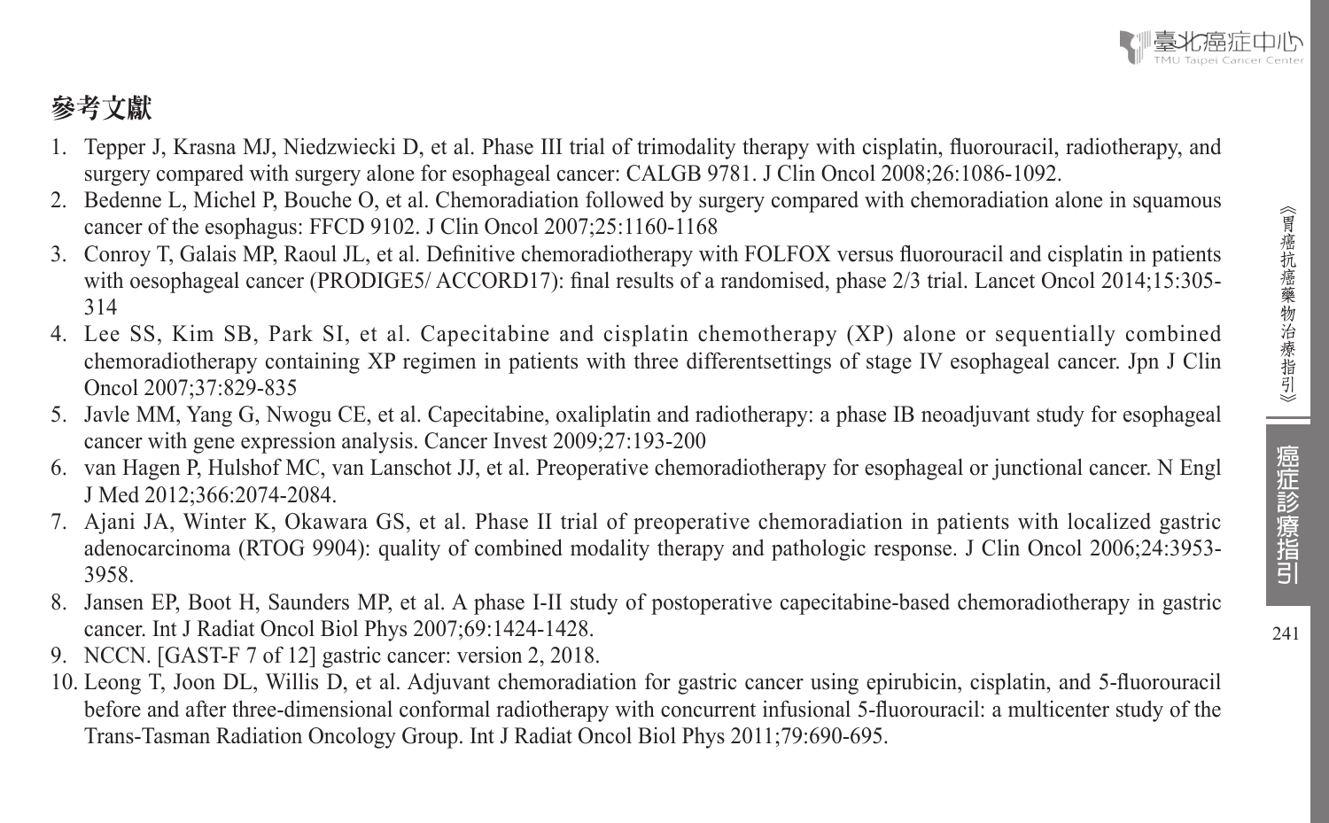## 參考文獻

1. Tepper J, Krasna MJ, Niedzwiecki D, et al. Phase III trial of trimodality therapy with cisplatin, fluorouracil, radiotherapy, and surgery compared with surgery alone for esophageal cancer: CALGB 9781. J Clin Oncol 2008;26:1086-1092.
2. Bedenne L, Michel P, Bouche O, et al. Chemoradiation followed by surgery compared with chemoradiation alone in squamous cancer of the esophagus: FFCD 9102. J Clin Oncol 2007;25:1160-1168
3. Conroy T, Galais MP, Raoul JL, et al. Definitive chemoradiotherapy with FOLFOX versus fluorouracil and cisplatin in patients with oesophageal cancer (PRODIGE5/ ACCORD17): final results of a randomised, phase 2/3 trial. Lancet Oncol 2014;15:305-314
4. Lee SS, Kim SB, Park SI, et al. Capecitabine and cisplatin chemotherapy (XP) alone or sequentially combined chemoradiotherapy containing XP regimen in patients with three differentsettings of stage IV esophageal cancer. Jpn J Clin Oncol 2007;37:829-835
5. Javle MM, Yang G, Nwogu CE, et al. Capecitabine, oxaliplatin and radiotherapy: a phase IB neoadjuvant study for esophageal cancer with gene expression analysis. Cancer Invest 2009;27:193-200
6. van Hagen P, Hulshof MC, van Lanschot JJ, et al. Preoperative chemoradiotherapy for esophageal or junctional cancer. N Engl J Med 2012;366:2074-2084.
7. Ajani JA, Winter K, Okawara GS, et al. Phase II trial of preoperative chemoradiation in patients with localized gastric adenocarcinoma (RTOG 9904): quality of combined modality therapy and pathologic response. J Clin Oncol 2006;24:3953-3958.
8. Jansen EP, Boot H, Saunders MP, et al. A phase I-II study of postoperative capecitabine-based chemoradiotherapy in gastric cancer. Int J Radiat Oncol Biol Phys 2007;69:1424-1428.
9. NCCN. [GAST-F 7 of 12] gastric cancer: version 2, 2018.
10. Leong T, Joon DL, Willis D, et al. Adjuvant chemoradiation for gastric cancer using epirubicin, cisplatin, and 5-fluorouracil before and after three-dimensional conformal radiotherapy with concurrent infusional 5-fluorouracil: a multicenter study of the Trans-Tasman Radiation Oncology Group. Int J Radiat Oncol Biol Phys 2011;79:690-695.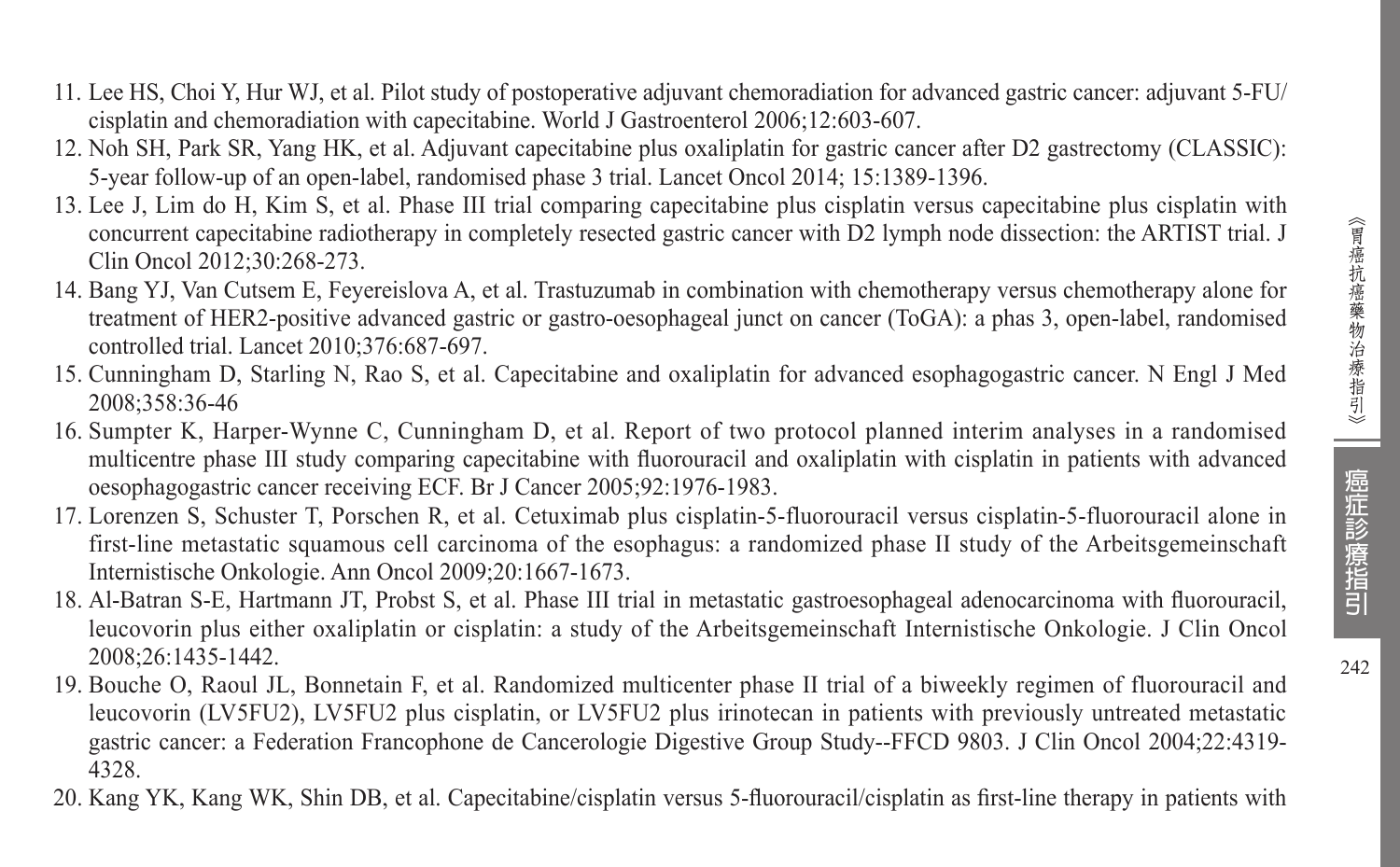11. Lee HS, Choi Y, Hur WJ, et al. Pilot study of postoperative adjuvant chemoradiation for advanced gastric cancer: adjuvant 5-FU/ cisplatin and chemoradiation with capecitabine. World J Gastroenterol 2006;12:603-607.
12. Noh SH, Park SR, Yang HK, et al. Adjuvant capecitabine plus oxaliplatin for gastric cancer after D2 gastrectomy (CLASSIC): 5-year follow-up of an open-label, randomised phase 3 trial. Lancet Oncol 2014; 15:1389-1396.
13. Lee J, Lim do H, Kim S, et al. Phase III trial comparing capecitabine plus cisplatin versus capecitabine plus cisplatin with concurrent capecitabine radiotherapy in completely resected gastric cancer with D2 lymph node dissection: the ARTIST trial. J Clin Oncol 2012;30:268-273.
14. Bang YJ, Van Cutsem E, Feyereislova A, et al. Trastuzumab in combination with chemotherapy versus chemotherapy alone for treatment of HER2-positive advanced gastric or gastro-oesophageal junct on cancer (ToGA): a phas 3, open-label, randomised controlled trial. Lancet 2010;376:687-697.
15. Cunningham D, Starling N, Rao S, et al. Capecitabine and oxaliplatin for advanced esophagogastric cancer. N Engl J Med 2008;358:36-46
16. Sumpter K, Harper-Wynne C, Cunningham D, et al. Report of two protocol planned interim analyses in a randomised multicentre phase III study comparing capecitabine with fluorouracil and oxaliplatin with cisplatin in patients with advanced oesophagogastric cancer receiving ECF. Br J Cancer 2005;92:1976-1983.
17. Lorenzen S, Schuster T, Porschen R, et al. Cetuximab plus cisplatin-5-fluorouracil versus cisplatin-5-fluorouracil alone in first-line metastatic squamous cell carcinoma of the esophagus: a randomized phase II study of the Arbeitsgemeinschaft Internistische Onkologie. Ann Oncol 2009;20:1667-1673.
18. Al-Batran S-E, Hartmann JT, Probst S, et al. Phase III trial in metastatic gastroesophageal adenocarcinoma with fluorouracil, leucovorin plus either oxaliplatin or cisplatin: a study of the Arbeitsgemeinschaft Internistische Onkologie. J Clin Oncol 2008;26:1435-1442.
19. Bouche O, Raoul JL, Bonnetain F, et al. Randomized multicenter phase II trial of a biweekly regimen of fluorouracil and leucovorin (LV5FU2), LV5FU2 plus cisplatin, or LV5FU2 plus irinotecan in patients with previously untreated metastatic gastric cancer: a Federation Francophone de Cancerologie Digestive Group Study--FFCD 9803. J Clin Oncol 2004;22:4319-4328.
20. Kang YK, Kang WK, Shin DB, et al. Capecitabine/cisplatin versus 5-fluorouracil/cisplatin as first-line therapy in patients with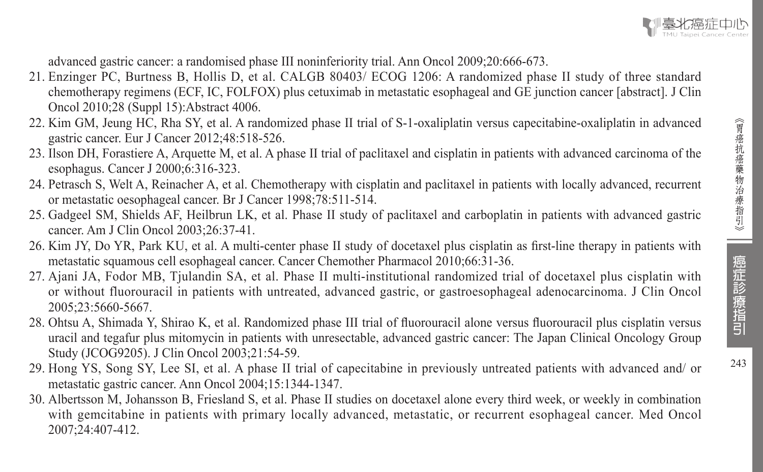advanced gastric cancer: a randomised phase III noninferiority trial. Ann Oncol 2009;20:666-673.

21. Enzinger PC, Burtness B, Hollis D, et al. CALGB 80403/ ECOG 1206: A randomized phase II study of three standard chemotherapy regimens (ECF, IC, FOLFOX) plus cetuximab in metastatic esophageal and GE junction cancer [abstract]. J Clin Oncol 2010;28 (Suppl 15):Abstract 4006.
22. Kim GM, Jeung HC, Rha SY, et al. A randomized phase II trial of S-1-oxaliplatin versus capecitabine-oxaliplatin in advanced gastric cancer. Eur J Cancer 2012;48:518-526.
23. Ilson DH, Forastiere A, Arquette M, et al. A phase II trial of paclitaxel and cisplatin in patients with advanced carcinoma of the esophagus. Cancer J 2000;6:316-323.
24. Petrasch S, Welt A, Reinacher A, et al. Chemotherapy with cisplatin and paclitaxel in patients with locally advanced, recurrent or metastatic oesophageal cancer. Br J Cancer 1998;78:511-514.
25. Gadgeel SM, Shields AF, Heilbrun LK, et al. Phase II study of paclitaxel and carboplatin in patients with advanced gastric cancer. Am J Clin Oncol 2003;26:37-41.
26. Kim JY, Do YR, Park KU, et al. A multi-center phase II study of docetaxel plus cisplatin as first-line therapy in patients with metastatic squamous cell esophageal cancer. Cancer Chemother Pharmacol 2010;66:31-36.
27. Ajani JA, Fodor MB, Tjulandin SA, et al. Phase II multi-institutional randomized trial of docetaxel plus cisplatin with or without fluorouracil in patients with untreated, advanced gastric, or gastroesophageal adenocarcinoma. J Clin Oncol 2005;23:5660-5667.
28. Ohtsu A, Shimada Y, Shirao K, et al. Randomized phase III trial of fluorouracil alone versus fluorouracil plus cisplatin versus uracil and tegafur plus mitomycin in patients with unresectable, advanced gastric cancer: The Japan Clinical Oncology Group Study (JCOG9205). J Clin Oncol 2003;21:54-59.
29. Hong YS, Song SY, Lee SI, et al. A phase II trial of capecitabine in previously untreated patients with advanced and/ or metastatic gastric cancer. Ann Oncol 2004;15:1344-1347.
30. Albertsson M, Johansson B, Friesland S, et al. Phase II studies on docetaxel alone every third week, or weekly in combination with gemcitabine in patients with primary locally advanced, metastatic, or recurrent esophageal cancer. Med Oncol 2007;24:407-412.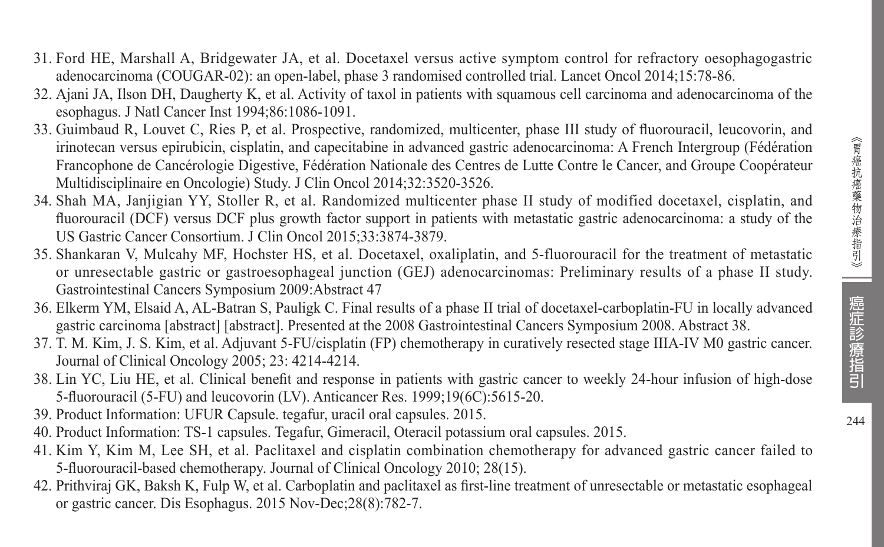31. Ford HE, Marshall A, Bridgewater JA, et al. Docetaxel versus active symptom control for refractory oesophagogastric adenocarcinoma (COUGAR-02): an open-label, phase 3 randomised controlled trial. Lancet Oncol 2014;15:78-86.
32. Ajani JA, Ilson DH, Daugherty K, et al. Activity of taxol in patients with squamous cell carcinoma and adenocarcinoma of the esophagus. J Natl Cancer Inst 1994;86:1086-1091.
33. Guimbaud R, Louvet C, Ries P, et al. Prospective, randomized, multicenter, phase III study of fluorouracil, leucovorin, and irinotecan versus epirubicin, cisplatin, and capecitabine in advanced gastric adenocarcinoma: A French Intergroup (Fédération Francophone de Cancérologie Digestive, Fédération Nationale des Centres de Lutte Contre le Cancer, and Groupe Coopérateur Multidisciplinaire en Oncologie) Study. J Clin Oncol 2014;32:3520-3526.
34. Shah MA, Janjigian YY, Stoller R, et al. Randomized multicenter phase II study of modified docetaxel, cisplatin, and fluorouracil (DCF) versus DCF plus growth factor support in patients with metastatic gastric adenocarcinoma: a study of the US Gastric Cancer Consortium. J Clin Oncol 2015;33:3874-3879.
35. Shankaran V, Mulcahy MF, Hochster HS, et al. Docetaxel, oxaliplatin, and 5-fluorouracil for the treatment of metastatic or unresectable gastric or gastroesophageal junction (GEJ) adenocarcinomas: Preliminary results of a phase II study. Gastrointestinal Cancers Symposium 2009:Abstract 47
36. Elkerm YM, Elsaid A, AL-Batran S, Pauligk C. Final results of a phase II trial of docetaxel-carboplatin-FU in locally advanced gastric carcinoma [abstract] [abstract]. Presented at the 2008 Gastrointestinal Cancers Symposium 2008. Abstract 38.
37. T. M. Kim, J. S. Kim, et al. Adjuvant 5-FU/cisplatin (FP) chemotherapy in curatively resected stage IIIA-IV M0 gastric cancer. Journal of Clinical Oncology 2005; 23: 4214-4214.
38. Lin YC, Liu HE, et al. Clinical benefit and response in patients with gastric cancer to weekly 24-hour infusion of high-dose 5-fluorouracil (5-FU) and leucovorin (LV). Anticancer Res. 1999;19(6C):5615-20.
39. Product Information: UFUR Capsule. tegafur, uracil oral capsules. 2015.
40. Product Information: TS-1 capsules. Tegafur, Gimeracil, Oteracil potassium oral capsules. 2015.
41. Kim Y, Kim M, Lee SH, et al. Paclitaxel and cisplatin combination chemotherapy for advanced gastric cancer failed to 5-fluorouracil-based chemotherapy. Journal of Clinical Oncology 2010; 28(15).
42. Prithviraj GK, Baksh K, Fulp W, et al. Carboplatin and paclitaxel as first-line treatment of unresectable or metastatic esophageal or gastric cancer. Dis Esophagus. 2015 Nov-Dec;28(8):782-7.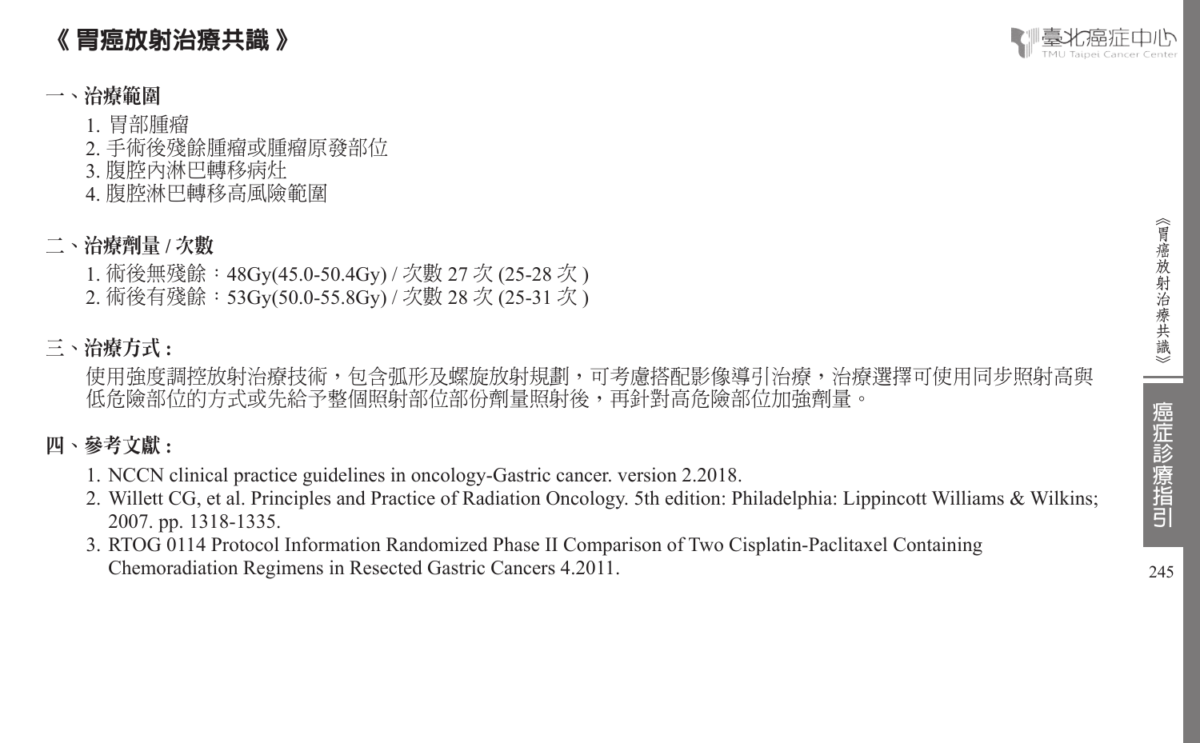# 《 胃癌放射治療共識 》

## 一、治療範圍

1. 胃部腫瘤
2. 手術後殘餘腫瘤或腫瘤原發部位
3. 腹腔內淋巴轉移病灶
4. 腹腔淋巴轉移高風險範圍

## 二、治療劑量 / 次數

1. 術後無殘餘：48Gy(45.0-50.4Gy) / 次數 27 次 (25-28 次 )
2. 術後有殘餘：53Gy(50.0-55.8Gy) / 次數 28 次 (25-31 次 )

## 三、治療方式 :

使用強度調控放射治療技術，包含弧形及螺旋放射規劃，可考慮搭配影像導引治療，治療選擇可使用同步照射高與低危險部位的方式或先給予整個照射部位部份劑量照射後，再針對高危險部位加強劑量。

## 四、參考文獻 :

1. NCCN clinical practice guidelines in oncology-Gastric cancer. version 2.2018.
2. Willett CG, et al. Principles and Practice of Radiation Oncology. 5th edition: Philadelphia: Lippincott Williams & Wilkins; 2007. pp. 1318-1335.
3. RTOG 0114 Protocol Information Randomized Phase II Comparison of Two Cisplatin-Paclitaxel Containing Chemoradiation Regimens in Resected Gastric Cancers 4.2011.